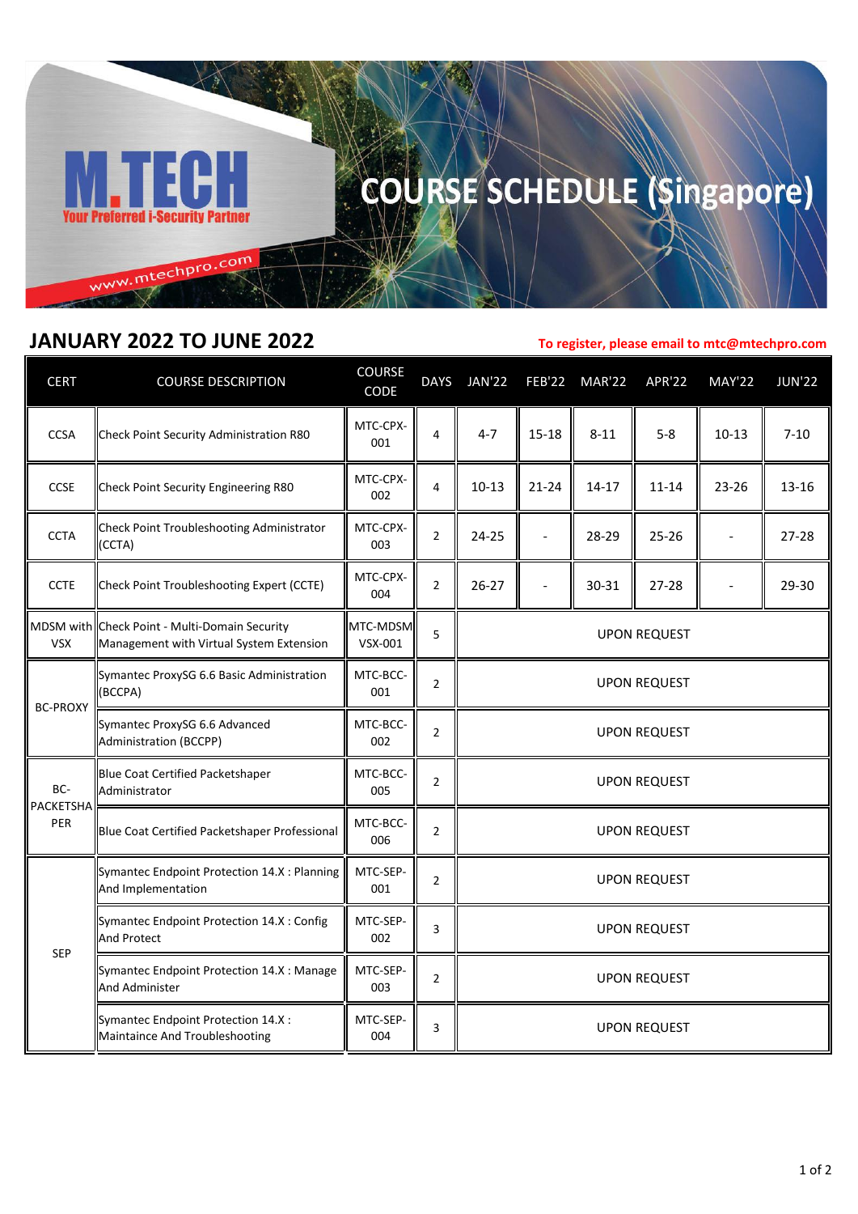# COURSE SCHEDULE (Singapore)

M.TECH
Your Preferred i-Security Partner
www.mtechpro.com

## JANUARY 2022 TO JUNE 2022

**To register, please email to mtc@mtechpro.com**

| CERT | COURSE DESCRIPTION | COURSE CODE | DAYS | JAN'22 | FEB'22 | MAR'22 | APR'22 | MAY'22 | JUN'22 |
|---|---|---|---|---|---|---|---|---|---|
| CCSA | Check Point Security Administration R80 | MTC-CPX-001 | 4 | 4-7 | 15-18 | 8-11 | 5-8 | 10-13 | 7-10 |
| CCSE | Check Point Security Engineering R80 | MTC-CPX-002 | 4 | 10-13 | 21-24 | 14-17 | 11-14 | 23-26 | 13-16 |
| CCTA | Check Point Troubleshooting Administrator (CCTA) | MTC-CPX-003 | 2 | 24-25 | - | 28-29 | 25-26 | - | 27-28 |
| CCTE | Check Point Troubleshooting Expert (CCTE) | MTC-CPX-004 | 2 | 26-27 | - | 30-31 | 27-28 | - | 29-30 |
| MDSM with VSX | Check Point - Multi-Domain Security Management with Virtual System Extension | MTC-MDSM VSX-001 | 5 | UPON REQUEST | | | | | |
| BC-PROXY | Symantec ProxySG 6.6 Basic Administration (BCCPA) | MTC-BCC-001 | 2 | UPON REQUEST | | | | | |
| | Symantec ProxySG 6.6 Advanced Administration (BCCPP) | MTC-BCC-002 | 2 | UPON REQUEST | | | | | |
| BC-PACKETSHAPER | Blue Coat Certified Packetshaper Administrator | MTC-BCC-005 | 2 | UPON REQUEST | | | | | |
| | Blue Coat Certified Packetshaper Professional | MTC-BCC-006 | 2 | UPON REQUEST | | | | | |
| SEP | Symantec Endpoint Protection 14.X : Planning And Implementation | MTC-SEP-001 | 2 | UPON REQUEST | | | | | |
| | Symantec Endpoint Protection 14.X : Config And Protect | MTC-SEP-002 | 3 | UPON REQUEST | | | | | |
| | Symantec Endpoint Protection 14.X : Manage And Administer | MTC-SEP-003 | 2 | UPON REQUEST | | | | | |
| | Symantec Endpoint Protection 14.X : Maintaince And Troubleshooting | MTC-SEP-004 | 3 | UPON REQUEST | | | | | |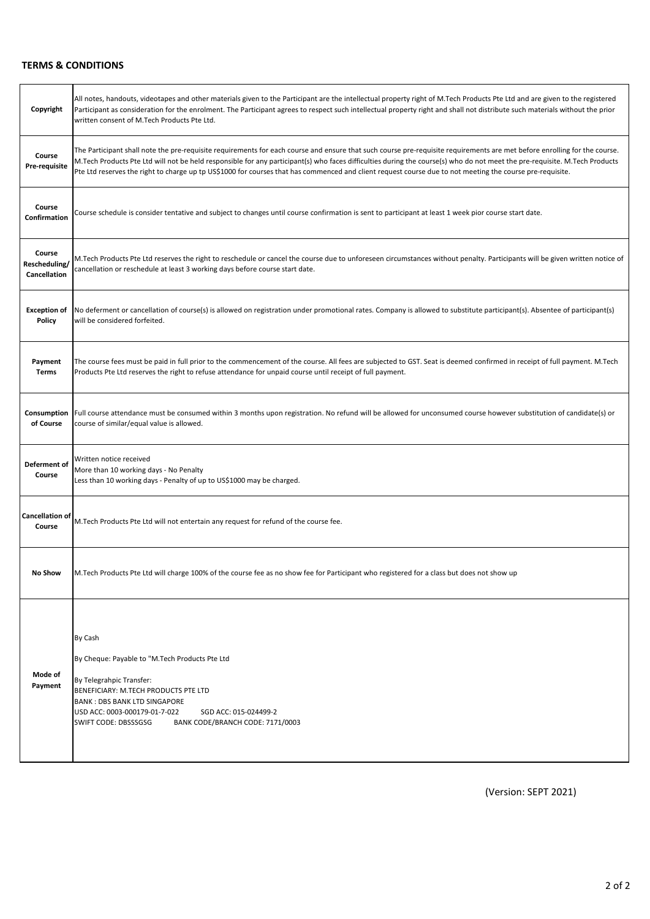**TERMS & CONDITIONS**

| | |
|---|---|
| **Copyright** | All notes, handouts, videotapes and other materials given to the Participant are the intellectual property right of M.Tech Products Pte Ltd and are given to the registered Participant as consideration for the enrolment. The Participant agrees to respect such intellectual property right and shall not distribute such materials without the prior written consent of M.Tech Products Pte Ltd. |
| **Course Pre-requisite** | The Participant shall note the pre-requisite requirements for each course and ensure that such course pre-requisite requirements are met before enrolling for the course. M.Tech Products Pte Ltd will not be held responsible for any participant(s) who faces difficulties during the course(s) who do not meet the pre-requisite. M.Tech Products Pte Ltd reserves the right to charge up tp US$1000 for courses that has commenced and client request course due to not meeting the course pre-requisite. |
| **Course Confirmation** | Course schedule is consider tentative and subject to changes until course confirmation is sent to participant at least 1 week pior course start date. |
| **Course Rescheduling/ Cancellation** | M.Tech Products Pte Ltd reserves the right to reschedule or cancel the course due to unforeseen circumstances without penalty. Participants will be given written notice of cancellation or reschedule at least 3 working days before course start date. |
| **Exception of Policy** | No deferment or cancellation of course(s) is allowed on registration under promotional rates. Company is allowed to substitute participant(s). Absentee of participant(s) will be considered forfeited. |
| **Payment Terms** | The course fees must be paid in full prior to the commencement of the course. All fees are subjected to GST. Seat is deemed confirmed in receipt of full payment. M.Tech Products Pte Ltd reserves the right to refuse attendance for unpaid course until receipt of full payment. |
| **Consumption of Course** | Full course attendance must be consumed within 3 months upon registration. No refund will be allowed for unconsumed course however substitution of candidate(s) or course of similar/equal value is allowed. |
| **Deferment of Course** | Written notice received<br>More than 10 working days - No Penalty<br>Less than 10 working days - Penalty of up to US$1000 may be charged. |
| **Cancellation of Course** | M.Tech Products Pte Ltd will not entertain any request for refund of the course fee. |
| **No Show** | M.Tech Products Pte Ltd will charge 100% of the course fee as no show fee for Participant who registered for a class but does not show up |
| **Mode of Payment** | By Cash<br><br>By Cheque: Payable to "M.Tech Products Pte Ltd<br><br>By Telegrahpic Transfer:<br>BENEFICIARY: M.TECH PRODUCTS PTE LTD<br>BANK : DBS BANK LTD SINGAPORE<br>USD ACC: 0003-000179-01-7-022 SGD ACC: 015-024499-2<br>SWIFT CODE: DBSSSGSG BANK CODE/BRANCH CODE: 7171/0003 |

(Version: SEPT 2021)